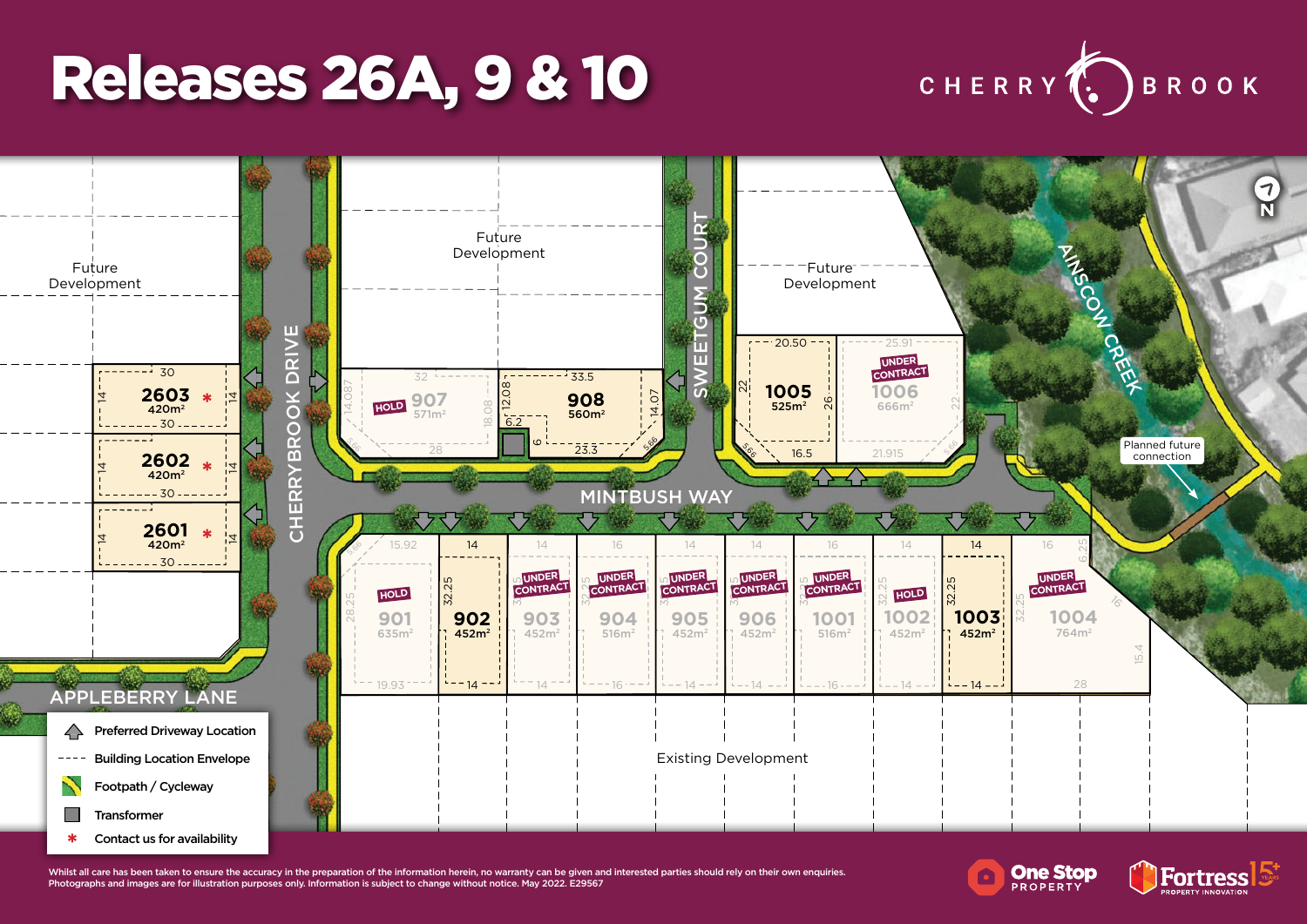# Releases 26A, 9 & 10

CHERRY BROOK

Future Development

Future Development

Future Development

CHERRYBROOK DRIVE

SWEETGUM COURT

MINTBUSH WAY

APPLEBERRY LANE

AINSCOW CREEK

Planned future connection

Existing Development

| Lot | Size | Status |
|---|---|---|
| 2603 | 420m² | * |
| 2602 | 420m² | * |
| 2601 | 420m² | * |
| 907 | 571m² | HOLD |
| 908 | 560m² | |
| 1005 | 525m² | |
| 1006 | 666m² | UNDER CONTRACT |
| 901 | 635m² | HOLD |
| 902 | 452m² | |
| 903 | 452m² | UNDER CONTRACT |
| 904 | 516m² | UNDER CONTRACT |
| 905 | 452m² | UNDER CONTRACT |
| 906 | 452m² | UNDER CONTRACT |
| 1001 | 516m² | UNDER CONTRACT |
| 1002 | 452m² | HOLD |
| 1003 | 452m² | |
| 1004 | 764m² | UNDER CONTRACT |

- Preferred Driveway Location
- Building Location Envelope
- Footpath / Cycleway
- Transformer
- * Contact us for availability

Whilst all care has been taken to ensure the accuracy in the preparation of the information herein, no warranty can be given and interested parties should rely on their own enquiries. Photographs and images are for illustration purposes only. Information is subject to change without notice. May 2022. E29567

One Stop PROPERTY

Fortress 15 YEARS PROPERTY INNOVATION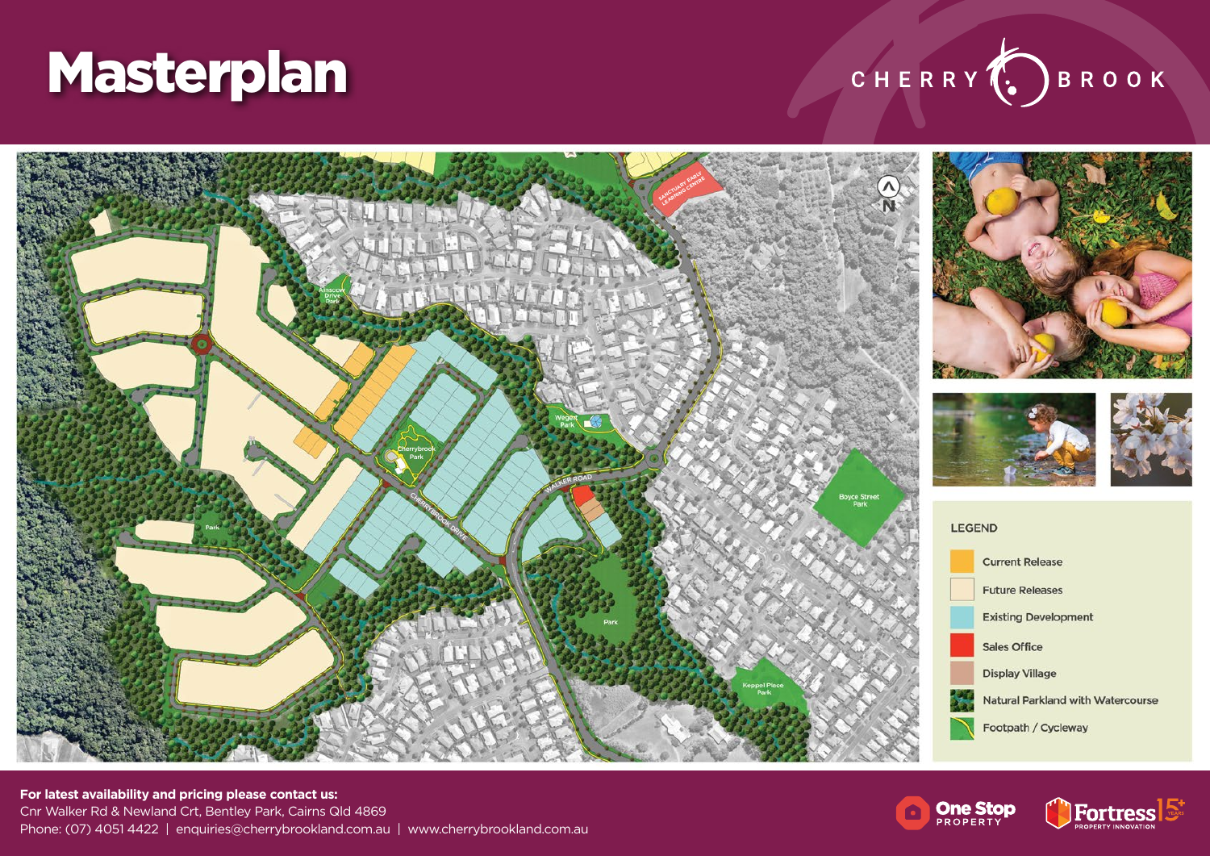# Masterplan

CHERRY BROOK

Sanctuary Early Learning Centre

Ainscow Drive Park

Wegen Park

Cherrybrook Park

Walker Road

Cherrybrook Drive

Park

Boyce Street Park

Keppel Place Park

N

## LEGEND

- Current Release
- Future Releases
- Existing Development
- Sales Office
- Display Village
- Natural Parkland with Watercourse
- Footpath / Cycleway

**For latest availability and pricing please contact us:**

Cnr Walker Rd & Newland Crt, Bentley Park, Cairns Qld 4869

Phone: (07) 4051 4422 | enquiries@cherrybrookland.com.au | www.cherrybrookland.com.au

One Stop PROPERTY

Fortress 15 YEARS PROPERTY INNOVATION